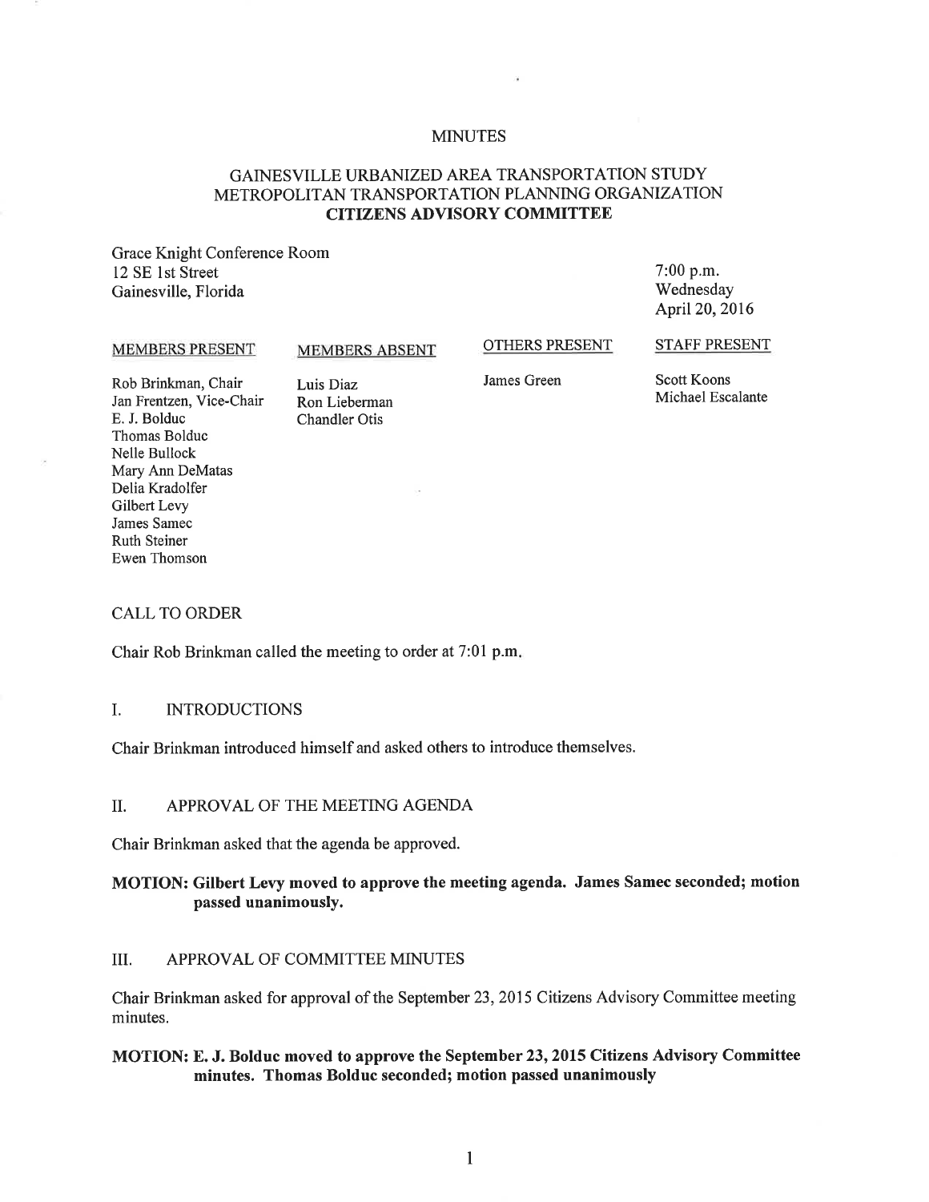# MINUTES

## GAINESVILLE URBANIZED AREA TRANSPORTATION STUDY
## METROPOLITAN TRANSPORTATION PLANNING ORGANIZATION
## CITIZENS ADVISORY COMMITTEE

Grace Knight Conference Room
12 SE 1st Street
Gainesville, Florida

7:00 p.m.
Wednesday
April 20, 2016

| MEMBERS PRESENT | MEMBERS ABSENT | OTHERS PRESENT | STAFF PRESENT |
|---|---|---|---|
| Rob Brinkman, Chair | Luis Diaz | James Green | Scott Koons |
| Jan Frentzen, Vice-Chair | Ron Lieberman | | Michael Escalante |
| E. J. Bolduc | Chandler Otis | | |
| Thomas Bolduc | | | |
| Nelle Bullock | | | |
| Mary Ann DeMatas | | | |
| Delia Kradolfer | | | |
| Gilbert Levy | | | |
| James Samec | | | |
| Ruth Steiner | | | |
| Ewen Thomson | | | |

### CALL TO ORDER

Chair Rob Brinkman called the meeting to order at 7:01 p.m.

### I. INTRODUCTIONS

Chair Brinkman introduced himself and asked others to introduce themselves.

### II. APPROVAL OF THE MEETING AGENDA

Chair Brinkman asked that the agenda be approved.

**MOTION: Gilbert Levy moved to approve the meeting agenda. James Samec seconded; motion passed unanimously.**

### III. APPROVAL OF COMMITTEE MINUTES

Chair Brinkman asked for approval of the September 23, 2015 Citizens Advisory Committee meeting minutes.

**MOTION: E. J. Bolduc moved to approve the September 23, 2015 Citizens Advisory Committee minutes. Thomas Bolduc seconded; motion passed unanimously**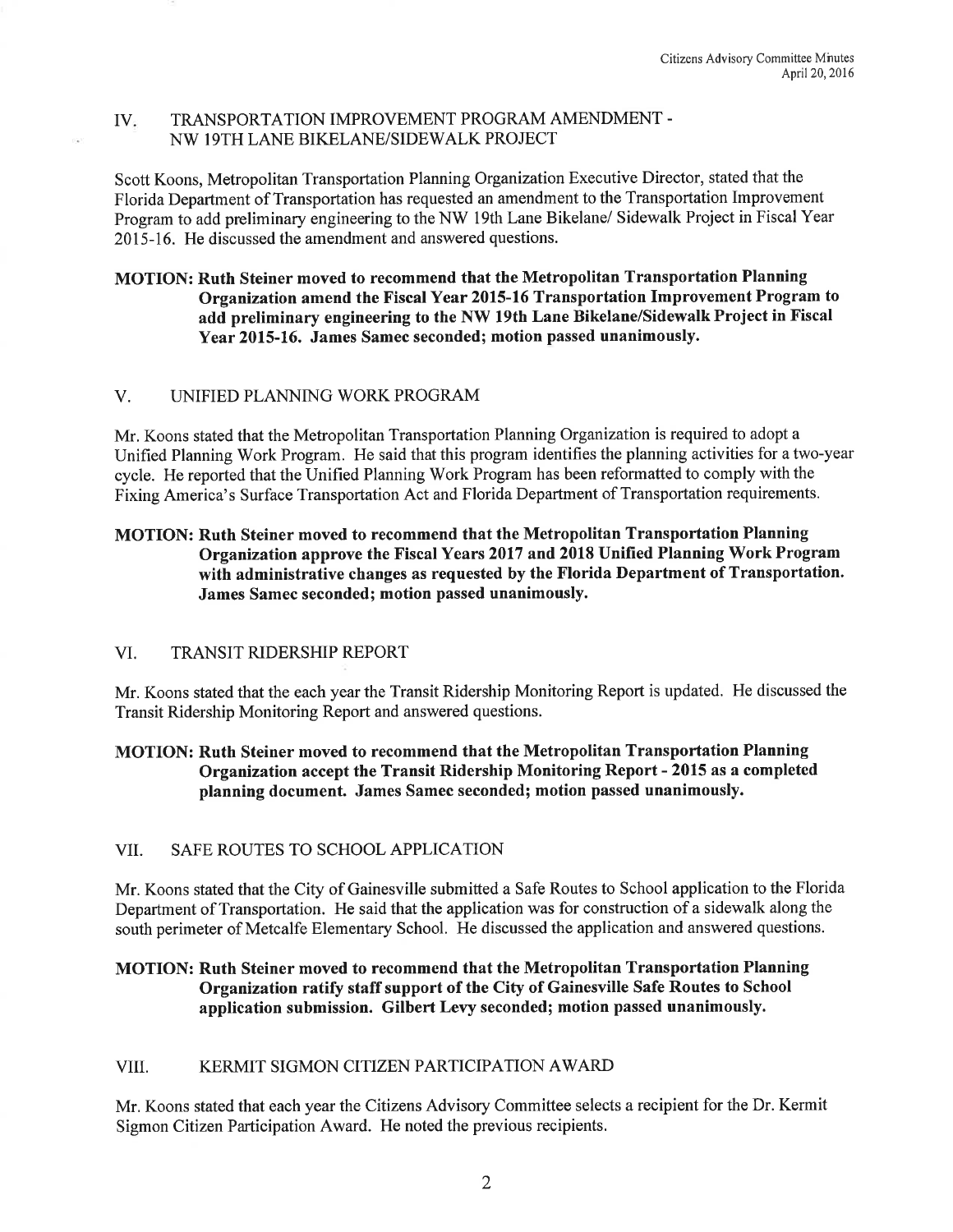## IV. TRANSPORTATION IMPROVEMENT PROGRAM AMENDMENT - NW 19TH LANE BIKELANE/SIDEWALK PROJECT

Scott Koons, Metropolitan Transportation Planning Organization Executive Director, stated that the Florida Department of Transportation has requested an amendment to the Transportation Improvement Program to add preliminary engineering to the NW 19th Lane Bikelane/ Sidewalk Project in Fiscal Year 2015-16. He discussed the amendment and answered questions.

**MOTION: Ruth Steiner moved to recommend that the Metropolitan Transportation Planning Organization amend the Fiscal Year 2015-16 Transportation Improvement Program to add preliminary engineering to the NW 19th Lane Bikelane/Sidewalk Project in Fiscal Year 2015-16. James Samec seconded; motion passed unanimously.**

## V. UNIFIED PLANNING WORK PROGRAM

Mr. Koons stated that the Metropolitan Transportation Planning Organization is required to adopt a Unified Planning Work Program. He said that this program identifies the planning activities for a two-year cycle. He reported that the Unified Planning Work Program has been reformatted to comply with the Fixing America's Surface Transportation Act and Florida Department of Transportation requirements.

**MOTION: Ruth Steiner moved to recommend that the Metropolitan Transportation Planning Organization approve the Fiscal Years 2017 and 2018 Unified Planning Work Program with administrative changes as requested by the Florida Department of Transportation. James Samec seconded; motion passed unanimously.**

## VI. TRANSIT RIDERSHIP REPORT

Mr. Koons stated that the each year the Transit Ridership Monitoring Report is updated. He discussed the Transit Ridership Monitoring Report and answered questions.

**MOTION: Ruth Steiner moved to recommend that the Metropolitan Transportation Planning Organization accept the Transit Ridership Monitoring Report - 2015 as a completed planning document. James Samec seconded; motion passed unanimously.**

## VII. SAFE ROUTES TO SCHOOL APPLICATION

Mr. Koons stated that the City of Gainesville submitted a Safe Routes to School application to the Florida Department of Transportation. He said that the application was for construction of a sidewalk along the south perimeter of Metcalfe Elementary School. He discussed the application and answered questions.

**MOTION: Ruth Steiner moved to recommend that the Metropolitan Transportation Planning Organization ratify staff support of the City of Gainesville Safe Routes to School application submission. Gilbert Levy seconded; motion passed unanimously.**

## VIII. KERMIT SIGMON CITIZEN PARTICIPATION AWARD

Mr. Koons stated that each year the Citizens Advisory Committee selects a recipient for the Dr. Kermit Sigmon Citizen Participation Award. He noted the previous recipients.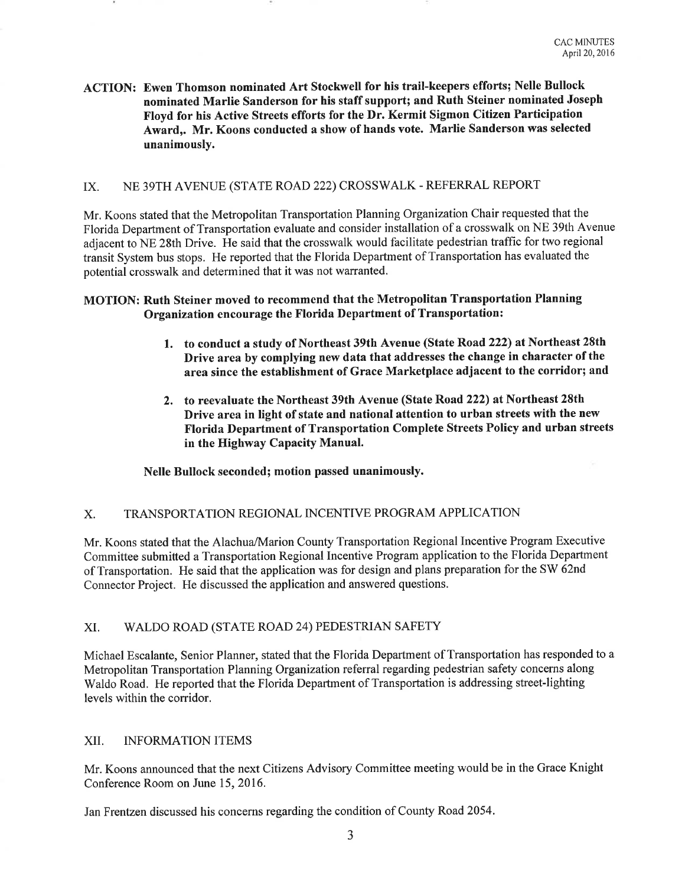**ACTION: Ewen Thomson nominated Art Stockwell for his trail-keepers efforts; Nelle Bullock nominated Marlie Sanderson for his staff support; and Ruth Steiner nominated Joseph Floyd for his Active Streets efforts for the Dr. Kermit Sigmon Citizen Participation Award,. Mr. Koons conducted a show of hands vote. Marlie Sanderson was selected unanimously.**

## IX. NE 39TH AVENUE (STATE ROAD 222) CROSSWALK - REFERRAL REPORT

Mr. Koons stated that the Metropolitan Transportation Planning Organization Chair requested that the Florida Department of Transportation evaluate and consider installation of a crosswalk on NE 39th Avenue adjacent to NE 28th Drive. He said that the crosswalk would facilitate pedestrian traffic for two regional transit System bus stops. He reported that the Florida Department of Transportation has evaluated the potential crosswalk and determined that it was not warranted.

**MOTION: Ruth Steiner moved to recommend that the Metropolitan Transportation Planning Organization encourage the Florida Department of Transportation:**

1. **to conduct a study of Northeast 39th Avenue (State Road 222) at Northeast 28th Drive area by complying new data that addresses the change in character of the area since the establishment of Grace Marketplace adjacent to the corridor; and**
2. **to reevaluate the Northeast 39th Avenue (State Road 222) at Northeast 28th Drive area in light of state and national attention to urban streets with the new Florida Department of Transportation Complete Streets Policy and urban streets in the Highway Capacity Manual.**

**Nelle Bullock seconded; motion passed unanimously.**

## X. TRANSPORTATION REGIONAL INCENTIVE PROGRAM APPLICATION

Mr. Koons stated that the Alachua/Marion County Transportation Regional Incentive Program Executive Committee submitted a Transportation Regional Incentive Program application to the Florida Department of Transportation. He said that the application was for design and plans preparation for the SW 62nd Connector Project. He discussed the application and answered questions.

## XI. WALDO ROAD (STATE ROAD 24) PEDESTRIAN SAFETY

Michael Escalante, Senior Planner, stated that the Florida Department of Transportation has responded to a Metropolitan Transportation Planning Organization referral regarding pedestrian safety concerns along Waldo Road. He reported that the Florida Department of Transportation is addressing street-lighting levels within the corridor.

## XII. INFORMATION ITEMS

Mr. Koons announced that the next Citizens Advisory Committee meeting would be in the Grace Knight Conference Room on June 15, 2016.

Jan Frentzen discussed his concerns regarding the condition of County Road 2054.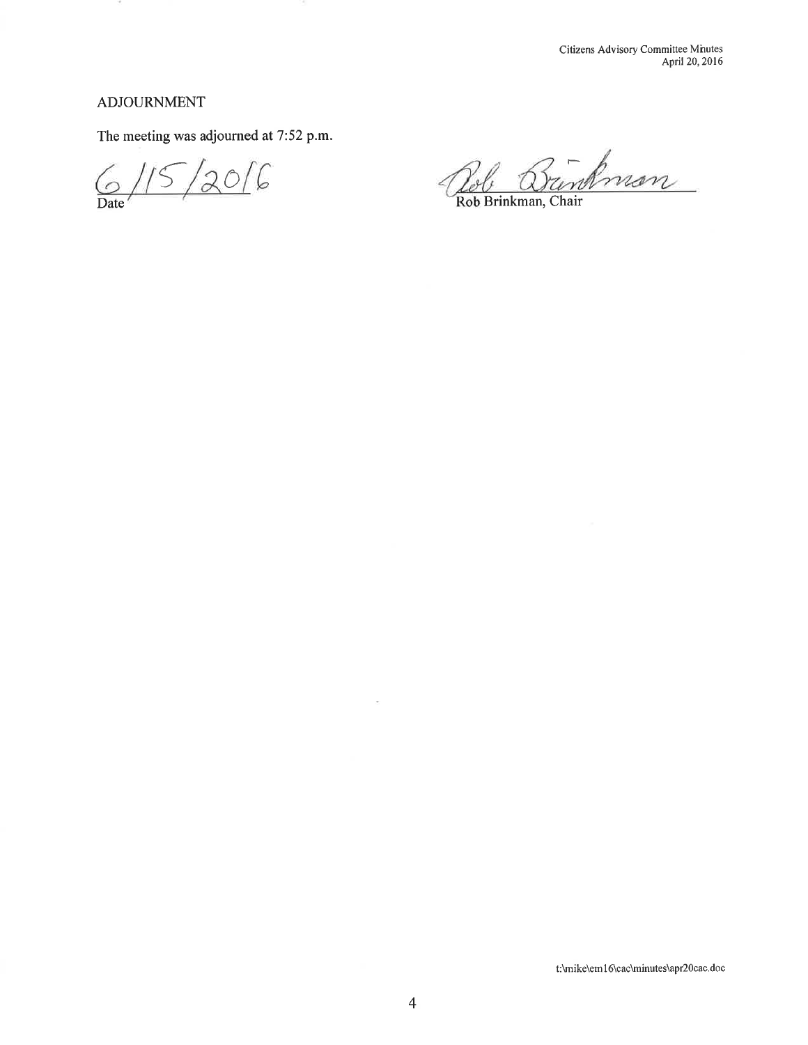## ADJOURNMENT

The meeting was adjourned at 7:52 p.m.

6/15/2016
Date

Rob Brinkman
Rob Brinkman, Chair

t:\mike\em16\cac\minutes\apr20cac.doc